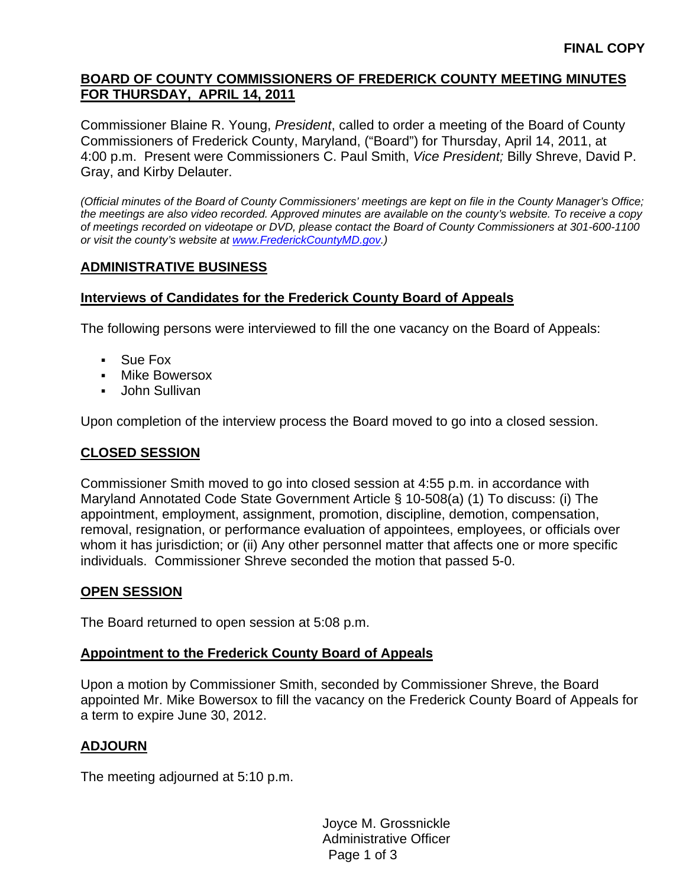**FINAL COPY**

# BOARD OF COUNTY COMMISSIONERS OF FREDERICK COUNTY MEETING MINUTES FOR THURSDAY, APRIL 14, 2011

Commissioner Blaine R. Young, *President*, called to order a meeting of the Board of County Commissioners of Frederick County, Maryland, ("Board") for Thursday, April 14, 2011, at 4:00 p.m. Present were Commissioners C. Paul Smith, *Vice President;* Billy Shreve, David P. Gray, and Kirby Delauter.

*(Official minutes of the Board of County Commissioners' meetings are kept on file in the County Manager's Office; the meetings are also video recorded. Approved minutes are available on the county's website. To receive a copy of meetings recorded on videotape or DVD, please contact the Board of County Commissioners at 301-600-1100 or visit the county's website at [www.FrederickCountyMD.gov](http://www.FrederickCountyMD.gov).)*

## ADMINISTRATIVE BUSINESS

### Interviews of Candidates for the Frederick County Board of Appeals

The following persons were interviewed to fill the one vacancy on the Board of Appeals:

- Sue Fox
- Mike Bowersox
- John Sullivan

Upon completion of the interview process the Board moved to go into a closed session.

## CLOSED SESSION

Commissioner Smith moved to go into closed session at 4:55 p.m. in accordance with Maryland Annotated Code State Government Article § 10-508(a) (1) To discuss: (i) The appointment, employment, assignment, promotion, discipline, demotion, compensation, removal, resignation, or performance evaluation of appointees, employees, or officials over whom it has jurisdiction; or (ii) Any other personnel matter that affects one or more specific individuals. Commissioner Shreve seconded the motion that passed 5-0.

## OPEN SESSION

The Board returned to open session at 5:08 p.m.

### Appointment to the Frederick County Board of Appeals

Upon a motion by Commissioner Smith, seconded by Commissioner Shreve, the Board appointed Mr. Mike Bowersox to fill the vacancy on the Frederick County Board of Appeals for a term to expire June 30, 2012.

## ADJOURN

The meeting adjourned at 5:10 p.m.

Joyce M. Grossnickle
Administrative Officer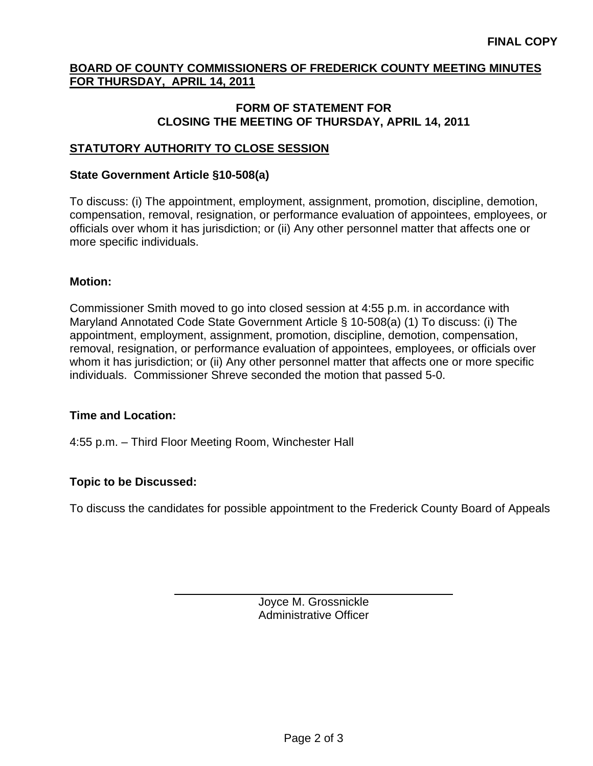**FINAL COPY**

**BOARD OF COUNTY COMMISSIONERS OF FREDERICK COUNTY MEETING MINUTES FOR THURSDAY, APRIL 14, 2011**

**FORM OF STATEMENT FOR CLOSING THE MEETING OF THURSDAY, APRIL 14, 2011**

## STATUTORY AUTHORITY TO CLOSE SESSION

### State Government Article §10-508(a)

To discuss: (i) The appointment, employment, assignment, promotion, discipline, demotion, compensation, removal, resignation, or performance evaluation of appointees, employees, or officials over whom it has jurisdiction; or (ii) Any other personnel matter that affects one or more specific individuals.

### Motion:

Commissioner Smith moved to go into closed session at 4:55 p.m. in accordance with Maryland Annotated Code State Government Article § 10-508(a) (1) To discuss: (i) The appointment, employment, assignment, promotion, discipline, demotion, compensation, removal, resignation, or performance evaluation of appointees, employees, or officials over whom it has jurisdiction; or (ii) Any other personnel matter that affects one or more specific individuals. Commissioner Shreve seconded the motion that passed 5-0.

### Time and Location:

4:55 p.m. – Third Floor Meeting Room, Winchester Hall

### Topic to be Discussed:

To discuss the candidates for possible appointment to the Frederick County Board of Appeals

Joyce M. Grossnickle
Administrative Officer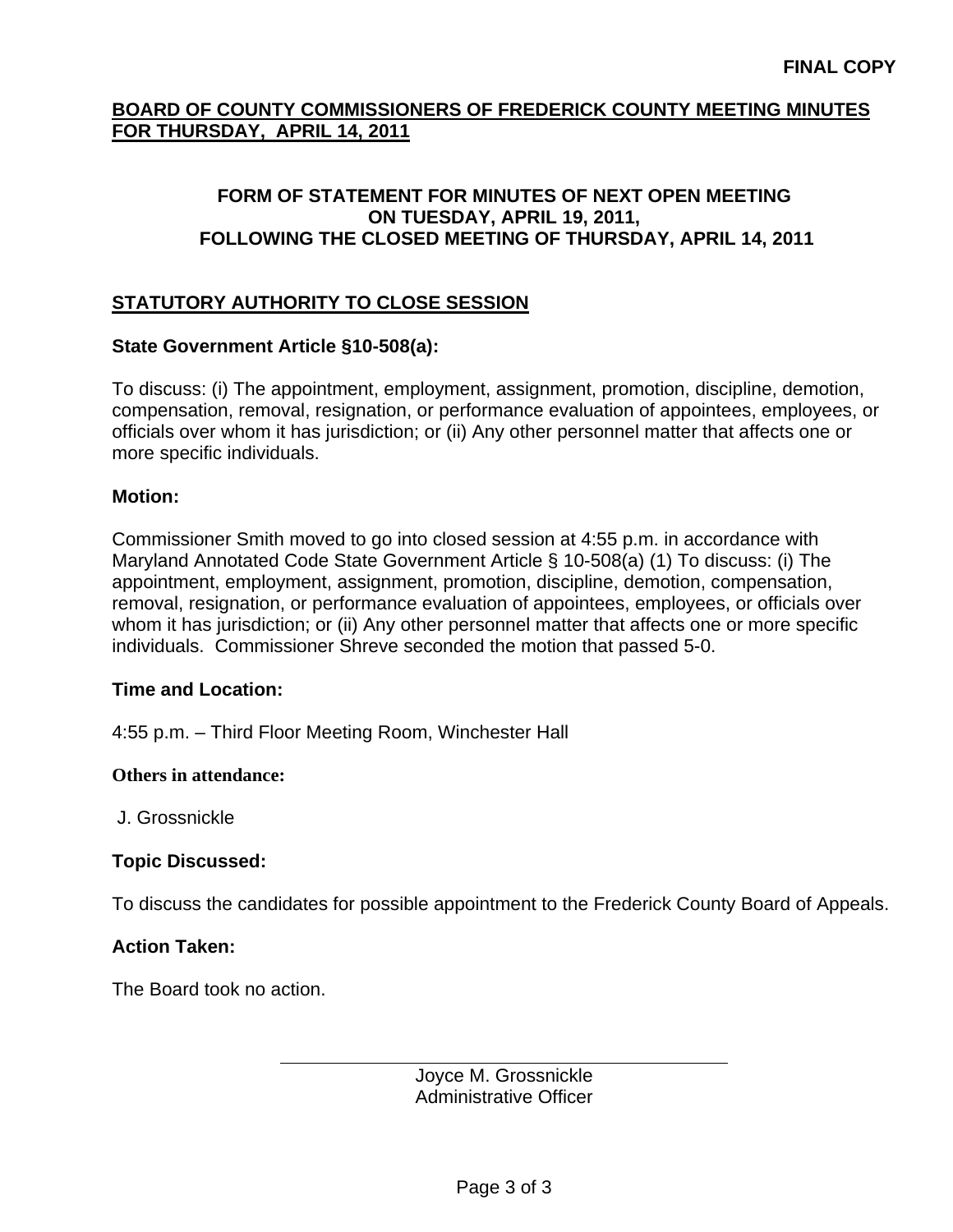**FINAL COPY**

**BOARD OF COUNTY COMMISSIONERS OF FREDERICK COUNTY MEETING MINUTES FOR THURSDAY, APRIL 14, 2011**

**FORM OF STATEMENT FOR MINUTES OF NEXT OPEN MEETING ON TUESDAY, APRIL 19, 2011, FOLLOWING THE CLOSED MEETING OF THURSDAY, APRIL 14, 2011**

## STATUTORY AUTHORITY TO CLOSE SESSION

**State Government Article §10-508(a):**

To discuss: (i) The appointment, employment, assignment, promotion, discipline, demotion, compensation, removal, resignation, or performance evaluation of appointees, employees, or officials over whom it has jurisdiction; or (ii) Any other personnel matter that affects one or more specific individuals.

**Motion:**

Commissioner Smith moved to go into closed session at 4:55 p.m. in accordance with Maryland Annotated Code State Government Article § 10-508(a) (1) To discuss: (i) The appointment, employment, assignment, promotion, discipline, demotion, compensation, removal, resignation, or performance evaluation of appointees, employees, or officials over whom it has jurisdiction; or (ii) Any other personnel matter that affects one or more specific individuals. Commissioner Shreve seconded the motion that passed 5-0.

**Time and Location:**

4:55 p.m. – Third Floor Meeting Room, Winchester Hall

**Others in attendance:**

J. Grossnickle

**Topic Discussed:**

To discuss the candidates for possible appointment to the Frederick County Board of Appeals.

**Action Taken:**

The Board took no action.

Joyce M. Grossnickle
Administrative Officer